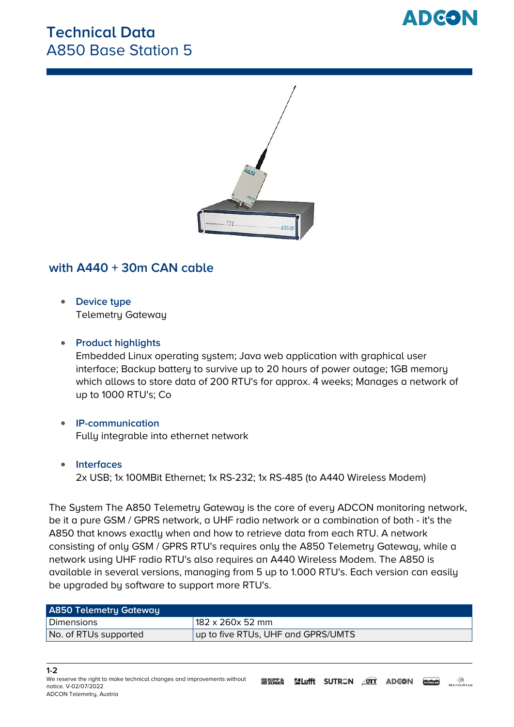# Technical Data

## A850 Base Station 5

### with A440 + 30m CAN cable

- **Device type**
  Telemetry Gateway

- **Product highlights**
  Embedded Linux operating system; Java web application with graphical user interface; Backup battery to survive up to 20 hours of power outage; 1GB memory which allows to store data of 200 RTU's for approx. 4 weeks; Manages a network of up to 1000 RTU's; Co

- **IP-communication**
  Fully integrable into ethernet network

- **Interfaces**
  2x USB; 1x 100MBit Ethernet; 1x RS-232; 1x RS-485 (to A440 Wireless Modem)

The System The A850 Telemetry Gateway is the core of every ADCON monitoring network, be it a pure GSM / GPRS network, a UHF radio network or a combination of both - it's the A850 that knows exactly when and how to retrieve data from each RTU. A network consisting of only GSM / GPRS RTU's requires only the A850 Telemetry Gateway, while a network using UHF radio RTU's also requires an A440 Wireless Modem. The A850 is available in several versions, managing from 5 up to 1.000 RTU's. Each version can easily be upgraded by software to support more RTU's.

| A850 Telemetry Gateway | |
|---|---|
| Dimensions | 182 x 260x 52 mm |
| No. of RTUs supported | up to five RTUs, UHF and GPRS/UMTS |

We reserve the right to make technical changes and improvements without notice. V-02/07/2022
ADCON Telemetry, Austria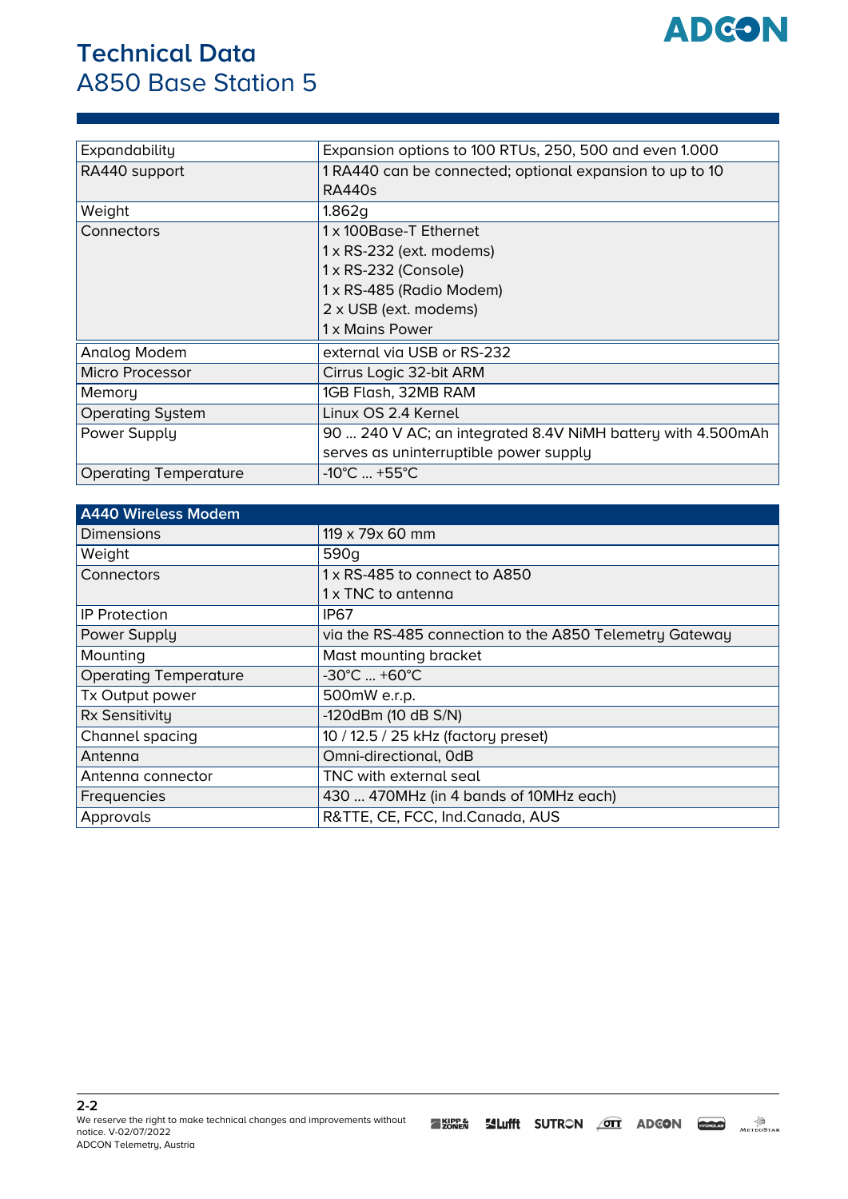# Technical Data
## A850 Base Station 5

| | |
|---|---|
| Expandability | Expansion options to 100 RTUs, 250, 500 and even 1.000 |
| RA440 support | 1 RA440 can be connected; optional expansion to up to 10 RA440s |
| Weight | 1.862g |
| Connectors | 1 x 100Base-T Ethernet<br>1 x RS-232 (ext. modems)<br>1 x RS-232 (Console)<br>1 x RS-485 (Radio Modem)<br>2 x USB (ext. modems)<br>1 x Mains Power |
| Analog Modem | external via USB or RS-232 |
| Micro Processor | Cirrus Logic 32-bit ARM |
| Memory | 1GB Flash, 32MB RAM |
| Operating System | Linux OS 2.4 Kernel |
| Power Supply | 90 … 240 V AC; an integrated 8.4V NiMH battery with 4.500mAh serves as uninterruptible power supply |
| Operating Temperature | -10°C … +55°C |

| A440 Wireless Modem | |
|---|---|
| Dimensions | 119 x 79x 60 mm |
| Weight | 590g |
| Connectors | 1 x RS-485 to connect to A850<br>1 x TNC to antenna |
| IP Protection | IP67 |
| Power Supply | via the RS-485 connection to the A850 Telemetry Gateway |
| Mounting | Mast mounting bracket |
| Operating Temperature | -30°C … +60°C |
| Tx Output power | 500mW e.r.p. |
| Rx Sensitivity | -120dBm (10 dB S/N) |
| Channel spacing | 10 / 12.5 / 25 kHz (factory preset) |
| Antenna | Omni-directional, 0dB |
| Antenna connector | TNC with external seal |
| Frequencies | 430 … 470MHz (in 4 bands of 10MHz each) |
| Approvals | R&TTE, CE, FCC, Ind.Canada, AUS |

We reserve the right to make technical changes and improvements without notice. V-02/07/2022
ADCON Telemetry, Austria